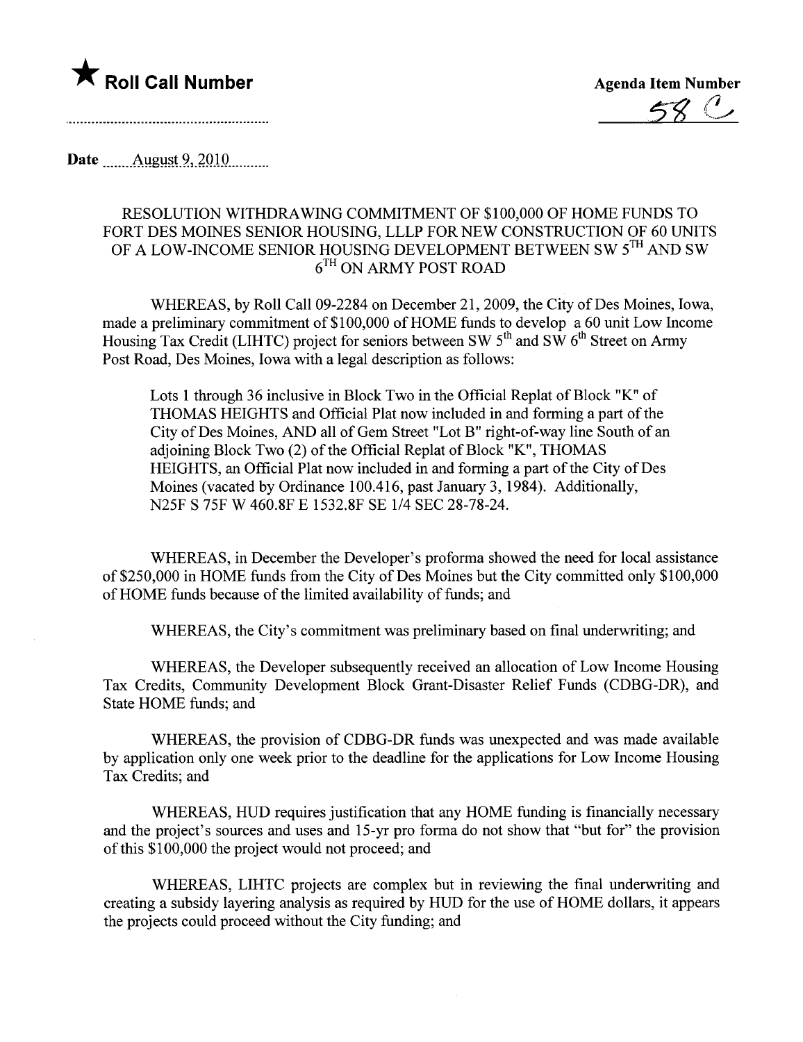★ **Roll Call Number**

**Agenda Item Number**

58 C

**Date** August 9, 2010

RESOLUTION WITHDRAWING COMMITMENT OF $100,000 OF HOME FUNDS TO FORT DES MOINES SENIOR HOUSING, LLLP FOR NEW CONSTRUCTION OF 60 UNITS OF A LOW-INCOME SENIOR HOUSING DEVELOPMENT BETWEEN SW 5TH AND SW 6TH ON ARMY POST ROAD

WHEREAS, by Roll Call 09-2284 on December 21, 2009, the City of Des Moines, Iowa, made a preliminary commitment of $100,000 of HOME funds to develop a 60 unit Low Income Housing Tax Credit (LIHTC) project for seniors between SW 5th and SW 6th Street on Army Post Road, Des Moines, Iowa with a legal description as follows:

> Lots 1 through 36 inclusive in Block Two in the Official Replat of Block "K" of THOMAS HEIGHTS and Official Plat now included in and forming a part of the City of Des Moines, AND all of Gem Street "Lot B" right-of-way line South of an adjoining Block Two (2) of the Official Replat of Block "K", THOMAS HEIGHTS, an Official Plat now included in and forming a part of the City of Des Moines (vacated by Ordinance 100.416, past January 3, 1984). Additionally, N25F S 75F W 460.8F E 1532.8F SE 1/4 SEC 28-78-24.

WHEREAS, in December the Developer's proforma showed the need for local assistance of $250,000 in HOME funds from the City of Des Moines but the City committed only $100,000 of HOME funds because of the limited availability of funds; and

WHEREAS, the City's commitment was preliminary based on final underwriting; and

WHEREAS, the Developer subsequently received an allocation of Low Income Housing Tax Credits, Community Development Block Grant-Disaster Relief Funds (CDBG-DR), and State HOME funds; and

WHEREAS, the provision of CDBG-DR funds was unexpected and was made available by application only one week prior to the deadline for the applications for Low Income Housing Tax Credits; and

WHEREAS, HUD requires justification that any HOME funding is financially necessary and the project's sources and uses and 15-yr pro forma do not show that "but for" the provision of this $100,000 the project would not proceed; and

WHEREAS, LIHTC projects are complex but in reviewing the final underwriting and creating a subsidy layering analysis as required by HUD for the use of HOME dollars, it appears the projects could proceed without the City funding; and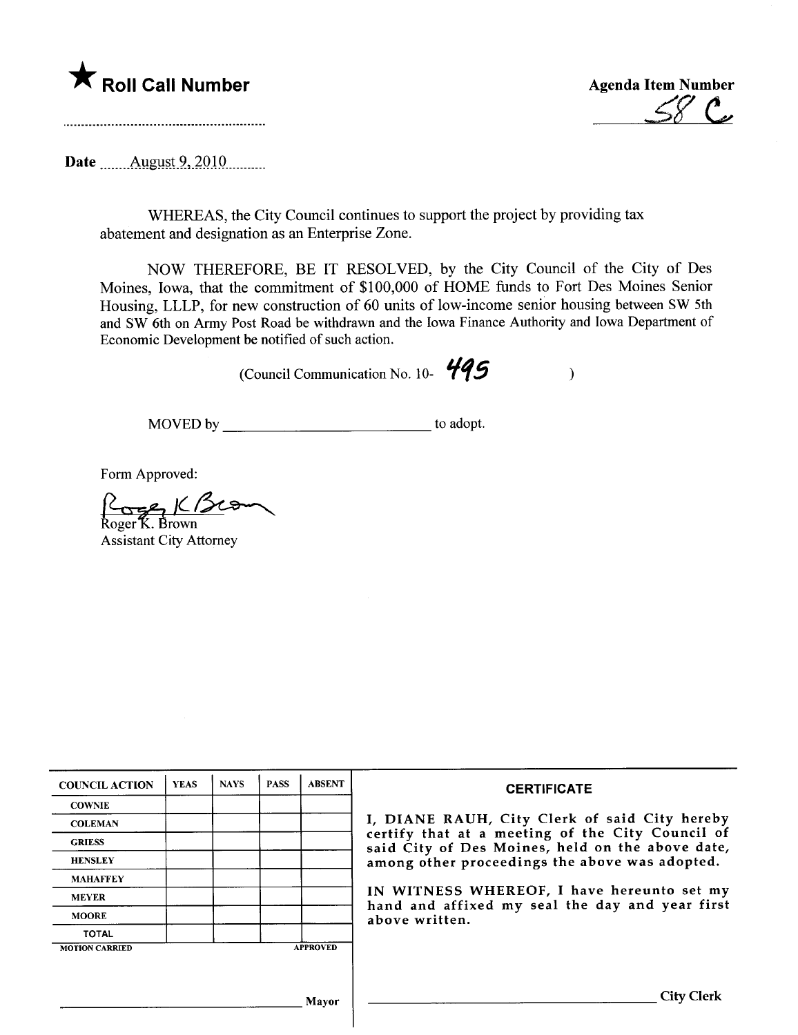★ **Roll Call Number**

**Agenda Item Number**
58 C

..........................................................

**Date** August 9, 2010

WHEREAS, the City Council continues to support the project by providing tax abatement and designation as an Enterprise Zone.

NOW THEREFORE, BE IT RESOLVED, by the City Council of the City of Des Moines, Iowa, that the commitment of $100,000 of HOME funds to Fort Des Moines Senior Housing, LLLP, for new construction of 60 units of low-income senior housing between SW 5th and SW 6th on Army Post Road be withdrawn and the Iowa Finance Authority and Iowa Department of Economic Development be notified of such action.

(Council Communication No. 10- 495 )

MOVED by ______________________ to adopt.

Form Approved:

Roger K. Brown
Assistant City Attorney

| COUNCIL ACTION | YEAS | NAYS | PASS | ABSENT |
|---|---|---|---|---|
| COWNIE | | | | |
| COLEMAN | | | | |
| GRIESS | | | | |
| HENSLEY | | | | |
| MAHAFFEY | | | | |
| MEYER | | | | |
| MOORE | | | | |
| TOTAL | | | | |
| MOTION CARRIED | | | | APPROVED |

______________________ Mayor

**CERTIFICATE**

I, DIANE RAUH, City Clerk of said City hereby certify that at a meeting of the City Council of said City of Des Moines, held on the above date, among other proceedings the above was adopted.

IN WITNESS WHEREOF, I have hereunto set my hand and affixed my seal the day and year first above written.

______________________ City Clerk